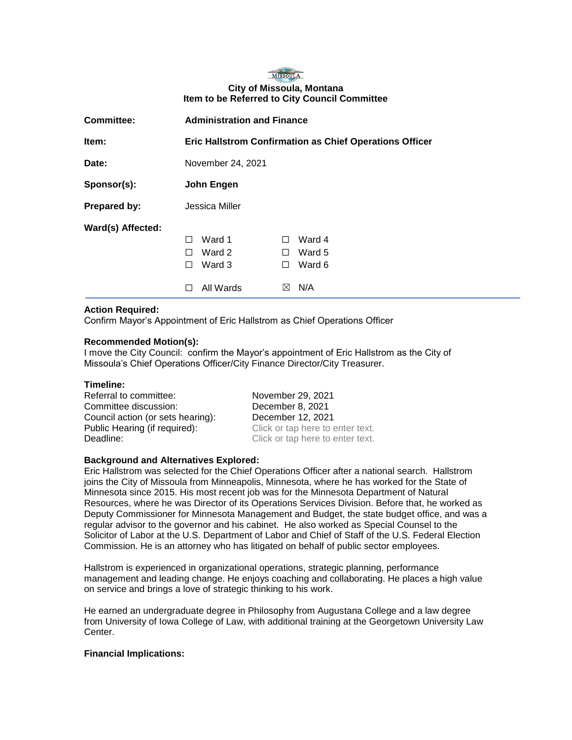**City of Missoula, Montana**
**Item to be Referred to City Council Committee**

| | |
|---|---|
| **Committee:** | **Administration and Finance** |
| **Item:** | **Eric Hallstrom Confirmation as Chief Operations Officer** |
| **Date:** | November 24, 2021 |
| **Sponsor(s):** | **John Engen** |
| **Prepared by:** | Jessica Miller |
| **Ward(s) Affected:** | ☐ Ward 1 ☐ Ward 2 ☐ Ward 3 ☐ Ward 4 ☐ Ward 5 ☐ Ward 6 ☐ All Wards ☒ N/A |

**Action Required:**
Confirm Mayor's Appointment of Eric Hallstrom as Chief Operations Officer

**Recommended Motion(s):**
I move the City Council: confirm the Mayor's appointment of Eric Hallstrom as the City of Missoula's Chief Operations Officer/City Finance Director/City Treasurer.

**Timeline:**

| | |
|---|---|
| Referral to committee: | November 29, 2021 |
| Committee discussion: | December 8, 2021 |
| Council action (or sets hearing): | December 12, 2021 |
| Public Hearing (if required): | Click or tap here to enter text. |
| Deadline: | Click or tap here to enter text. |

**Background and Alternatives Explored:**
Eric Hallstrom was selected for the Chief Operations Officer after a national search. Hallstrom joins the City of Missoula from Minneapolis, Minnesota, where he has worked for the State of Minnesota since 2015. His most recent job was for the Minnesota Department of Natural Resources, where he was Director of its Operations Services Division. Before that, he worked as Deputy Commissioner for Minnesota Management and Budget, the state budget office, and was a regular advisor to the governor and his cabinet. He also worked as Special Counsel to the Solicitor of Labor at the U.S. Department of Labor and Chief of Staff of the U.S. Federal Election Commission. He is an attorney who has litigated on behalf of public sector employees.

Hallstrom is experienced in organizational operations, strategic planning, performance management and leading change. He enjoys coaching and collaborating. He places a high value on service and brings a love of strategic thinking to his work.

He earned an undergraduate degree in Philosophy from Augustana College and a law degree from University of Iowa College of Law, with additional training at the Georgetown University Law Center.

**Financial Implications:**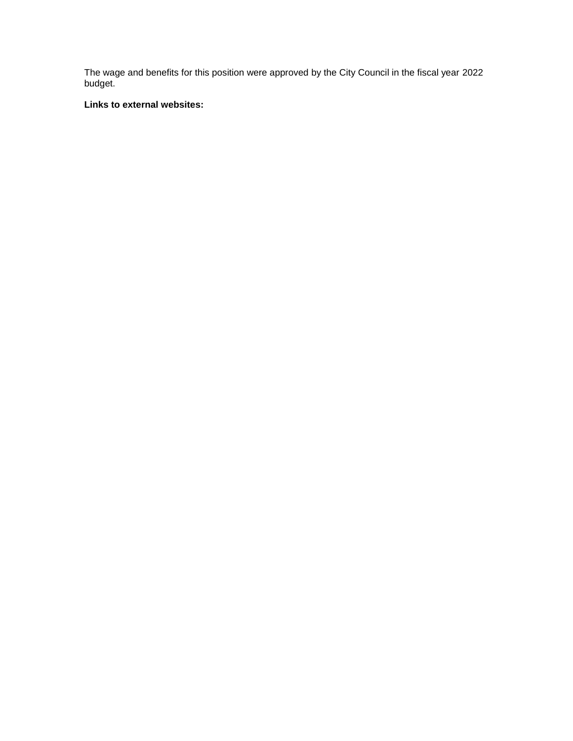The wage and benefits for this position were approved by the City Council in the fiscal year 2022 budget.

**Links to external websites:**